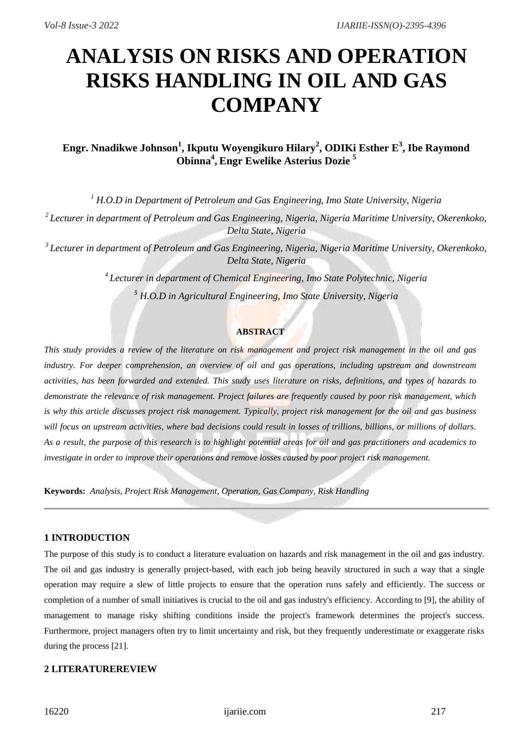# ANALYSIS ON RISKS AND OPERATION RISKS HANDLING IN OIL AND GAS COMPANY

**Engr. Nnadikwe Johnson[1], Ikputu Woyengikuro Hilary[2], ODIKi Esther E[3], Ibe Raymond Obinna[4], Engr Ewelike Asterius Dozie [5]**

*[1] H.O.D in Department of Petroleum and Gas Engineering, Imo State University, Nigeria*

*[2] Lecturer in department of Petroleum and Gas Engineering, Nigeria, Nigeria Maritime University, Okerenkoko, Delta State, Nigeria*

*[3] Lecturer in department of Petroleum and Gas Engineering, Nigeria, Nigeria Maritime University, Okerenkoko, Delta State, Nigeria*

*[4] Lecturer in department of Chemical Engineering, Imo State Polytechnic, Nigeria*

*[5] H.O.D in Agricultural Engineering, Imo State University, Nigeria*

**ABSTRACT**

*This study provides a review of the literature on risk management and project risk management in the oil and gas industry. For deeper comprehension, an overview of oil and gas operations, including upstream and downstream activities, has been forwarded and extended. This study uses literature on risks, definitions, and types of hazards to demonstrate the relevance of risk management. Project failures are frequently caused by poor risk management, which is why this article discusses project risk management. Typically, project risk management for the oil and gas business will focus on upstream activities, where bad decisions could result in losses of trillions, billions, or millions of dollars. As a result, the purpose of this research is to highlight potential areas for oil and gas practitioners and academics to investigate in order to improve their operations and remove losses caused by poor project risk management.*

**Keywords:** *Analysis, Project Risk Management, Operation, Gas Company, Risk Handling*

---

## 1 INTRODUCTION

The purpose of this study is to conduct a literature evaluation on hazards and risk management in the oil and gas industry. The oil and gas industry is generally project-based, with each job being heavily structured in such a way that a single operation may require a slew of little projects to ensure that the operation runs safely and efficiently. The success or completion of a number of small initiatives is crucial to the oil and gas industry's efficiency. According to [9], the ability of management to manage risky shifting conditions inside the project's framework determines the project's success. Furthermore, project managers often try to limit uncertainty and risk, but they frequently underestimate or exaggerate risks during the process [21].

## 2 LITERATUREREVIEW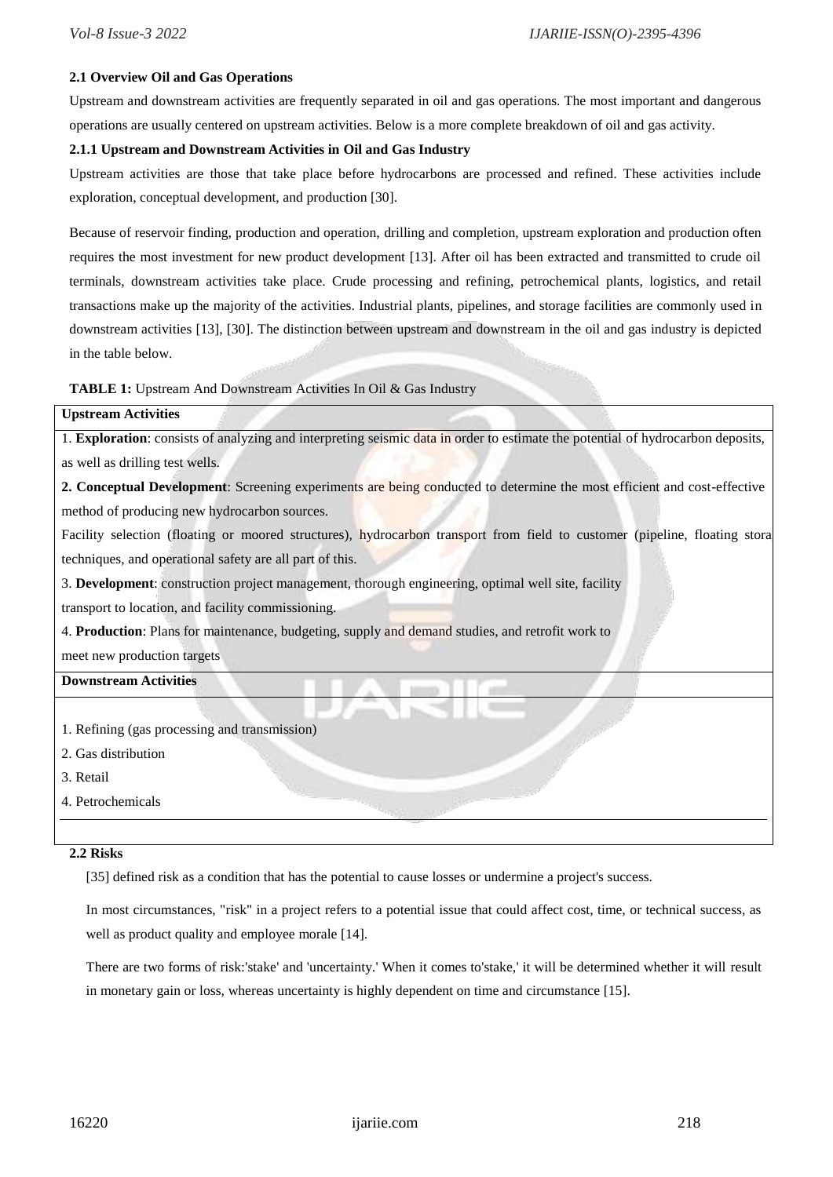### 2.1 Overview Oil and Gas Operations

Upstream and downstream activities are frequently separated in oil and gas operations. The most important and dangerous operations are usually centered on upstream activities. Below is a more complete breakdown of oil and gas activity.

#### 2.1.1 Upstream and Downstream Activities in Oil and Gas Industry

Upstream activities are those that take place before hydrocarbons are processed and refined. These activities include exploration, conceptual development, and production [30].

Because of reservoir finding, production and operation, drilling and completion, upstream exploration and production often requires the most investment for new product development [13]. After oil has been extracted and transmitted to crude oil terminals, downstream activities take place. Crude processing and refining, petrochemical plants, logistics, and retail transactions make up the majority of the activities. Industrial plants, pipelines, and storage facilities are commonly used in downstream activities [13], [30]. The distinction between upstream and downstream in the oil and gas industry is depicted in the table below.

**TABLE 1:** Upstream And Downstream Activities In Oil & Gas Industry

| **Upstream Activities** |
|---|
| 1. **Exploration**: consists of analyzing and interpreting seismic data in order to estimate the potential of hydrocarbon deposits, as well as drilling test wells.<br>**2. Conceptual Development**: Screening experiments are being conducted to determine the most efficient and cost-effective method of producing new hydrocarbon sources.<br>Facility selection (floating or moored structures), hydrocarbon transport from field to customer (pipeline, floating stora techniques, and operational safety are all part of this.<br>3. **Development**: construction project management, thorough engineering, optimal well site, facility transport to location, and facility commissioning.<br>4. **Production**: Plans for maintenance, budgeting, supply and demand studies, and retrofit work to meet new production targets |
| **Downstream Activities** |
| 1. Refining (gas processing and transmission)<br>2. Gas distribution<br>3. Retail<br>4. Petrochemicals |

### 2.2 Risks

[35] defined risk as a condition that has the potential to cause losses or undermine a project's success.

In most circumstances, "risk" in a project refers to a potential issue that could affect cost, time, or technical success, as well as product quality and employee morale [14].

There are two forms of risk:'stake' and 'uncertainty.' When it comes to'stake,' it will be determined whether it will result in monetary gain or loss, whereas uncertainty is highly dependent on time and circumstance [15].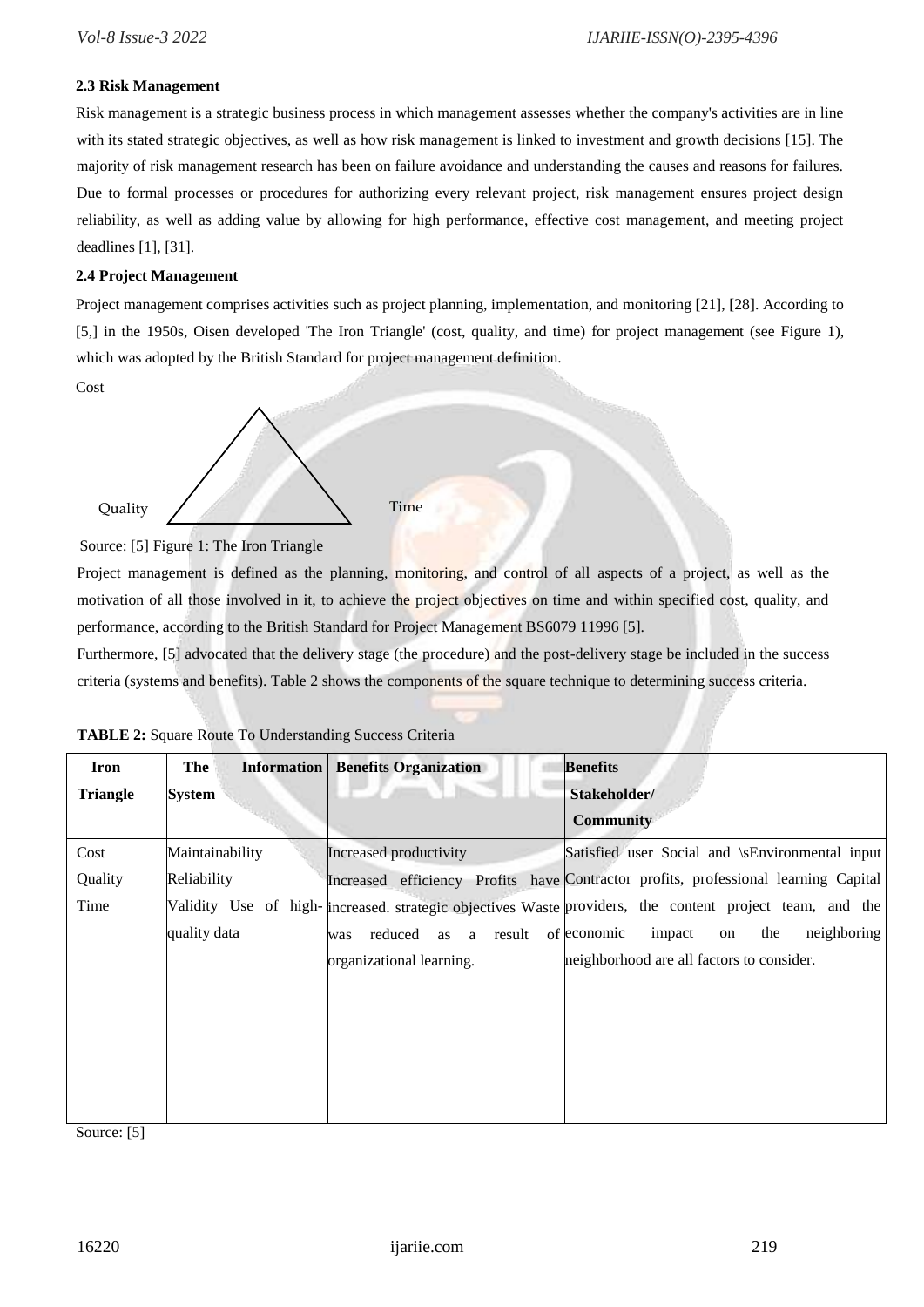### 2.3 Risk Management

Risk management is a strategic business process in which management assesses whether the company's activities are in line with its stated strategic objectives, as well as how risk management is linked to investment and growth decisions [15]. The majority of risk management research has been on failure avoidance and understanding the causes and reasons for failures. Due to formal processes or procedures for authorizing every relevant project, risk management ensures project design reliability, as well as adding value by allowing for high performance, effective cost management, and meeting project deadlines [1], [31].

### 2.4 Project Management

Project management comprises activities such as project planning, implementation, and monitoring [21], [28]. According to [5,] in the 1950s, Oisen developed 'The Iron Triangle' (cost, quality, and time) for project management (see Figure 1), which was adopted by the British Standard for project management definition.

Cost

Quality

Time

Source: [5] Figure 1: The Iron Triangle

Project management is defined as the planning, monitoring, and control of all aspects of a project, as well as the motivation of all those involved in it, to achieve the project objectives on time and within specified cost, quality, and performance, according to the British Standard for Project Management BS6079 11996 [5].

Furthermore, [5] advocated that the delivery stage (the procedure) and the post-delivery stage be included in the success criteria (systems and benefits). Table 2 shows the components of the square technique to determining success criteria.

**TABLE 2:** Square Route To Understanding Success Criteria

| Iron Triangle | The Information System | Benefits Organization | Benefits Stakeholder/ Community |
|---|---|---|---|
| Cost<br>Quality<br>Time | Maintainability<br>Reliability<br>Validity Use of high-quality data | Increased productivity<br>Increased efficiency Profits have increased. strategic objectives Waste was reduced as a result of organizational learning. | Satisfied user Social and \sEnvironmental input Contractor profits, professional learning Capital providers, the content project team, and the economic impact on the neighboring neighborhood are all factors to consider. |

Source: [5]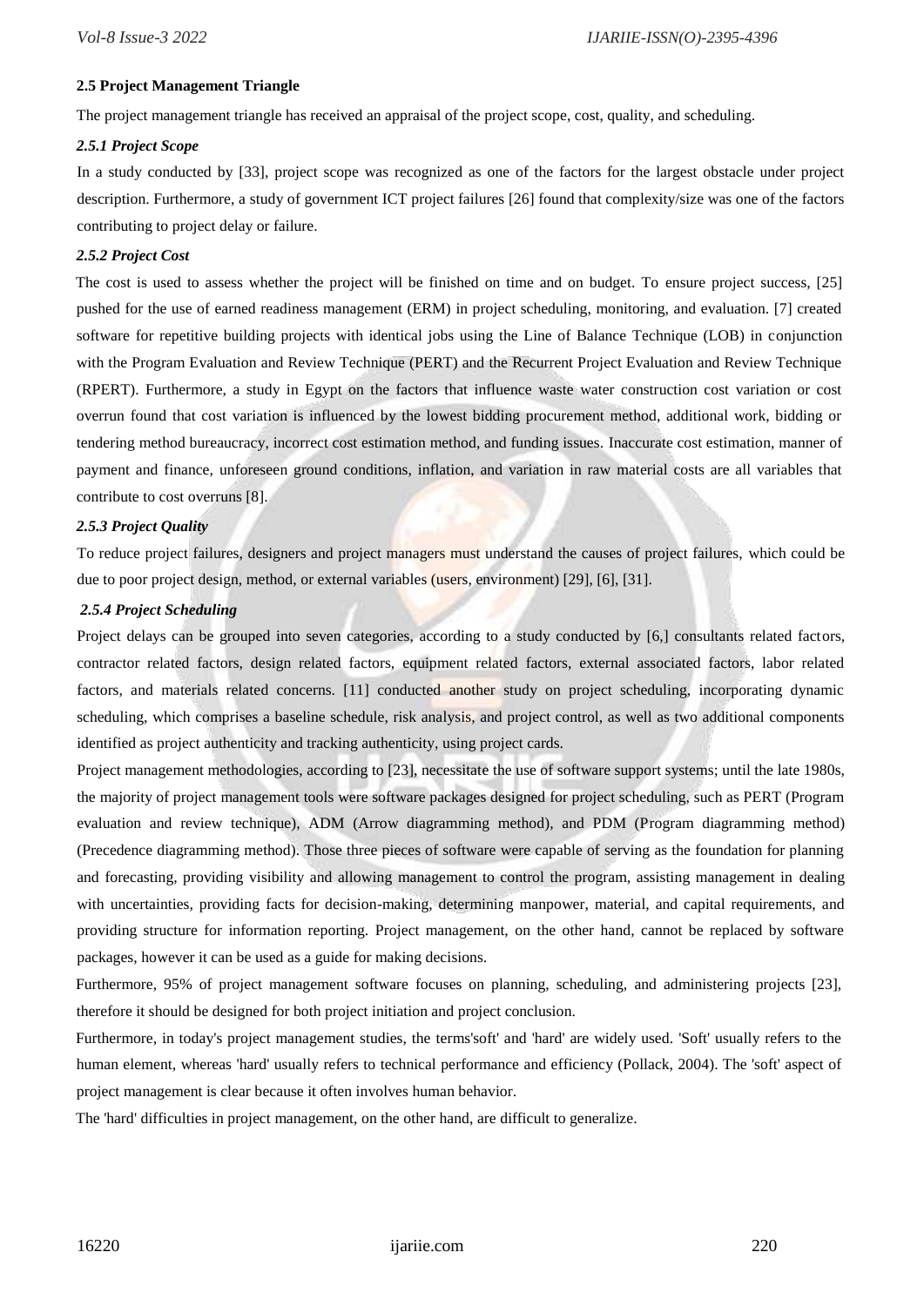### 2.5 Project Management Triangle

The project management triangle has received an appraisal of the project scope, cost, quality, and scheduling.

#### *2.5.1 Project Scope*

In a study conducted by [33], project scope was recognized as one of the factors for the largest obstacle under project description. Furthermore, a study of government ICT project failures [26] found that complexity/size was one of the factors contributing to project delay or failure.

#### *2.5.2 Project Cost*

The cost is used to assess whether the project will be finished on time and on budget. To ensure project success, [25] pushed for the use of earned readiness management (ERM) in project scheduling, monitoring, and evaluation. [7] created software for repetitive building projects with identical jobs using the Line of Balance Technique (LOB) in conjunction with the Program Evaluation and Review Technique (PERT) and the Recurrent Project Evaluation and Review Technique (RPERT). Furthermore, a study in Egypt on the factors that influence waste water construction cost variation or cost overrun found that cost variation is influenced by the lowest bidding procurement method, additional work, bidding or tendering method bureaucracy, incorrect cost estimation method, and funding issues. Inaccurate cost estimation, manner of payment and finance, unforeseen ground conditions, inflation, and variation in raw material costs are all variables that contribute to cost overruns [8].

#### *2.5.3 Project Quality*

To reduce project failures, designers and project managers must understand the causes of project failures, which could be due to poor project design, method, or external variables (users, environment) [29], [6], [31].

#### *2.5.4 Project Scheduling*

Project delays can be grouped into seven categories, according to a study conducted by [6,] consultants related factors, contractor related factors, design related factors, equipment related factors, external associated factors, labor related factors, and materials related concerns. [11] conducted another study on project scheduling, incorporating dynamic scheduling, which comprises a baseline schedule, risk analysis, and project control, as well as two additional components identified as project authenticity and tracking authenticity, using project cards.

Project management methodologies, according to [23], necessitate the use of software support systems; until the late 1980s, the majority of project management tools were software packages designed for project scheduling, such as PERT (Program evaluation and review technique), ADM (Arrow diagramming method), and PDM (Program diagramming method) (Precedence diagramming method). Those three pieces of software were capable of serving as the foundation for planning and forecasting, providing visibility and allowing management to control the program, assisting management in dealing with uncertainties, providing facts for decision-making, determining manpower, material, and capital requirements, and providing structure for information reporting. Project management, on the other hand, cannot be replaced by software packages, however it can be used as a guide for making decisions.

Furthermore, 95% of project management software focuses on planning, scheduling, and administering projects [23], therefore it should be designed for both project initiation and project conclusion.

Furthermore, in today's project management studies, the terms'soft' and 'hard' are widely used. 'Soft' usually refers to the human element, whereas 'hard' usually refers to technical performance and efficiency (Pollack, 2004). The 'soft' aspect of project management is clear because it often involves human behavior.

The 'hard' difficulties in project management, on the other hand, are difficult to generalize.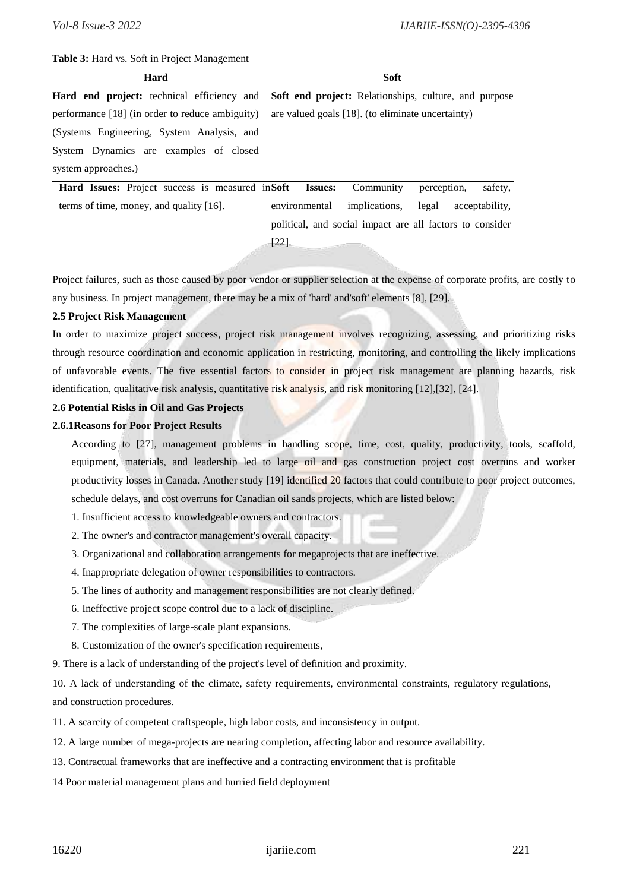**Table 3:** Hard vs. Soft in Project Management

| Hard | Soft |
|---|---|
| **Hard end project:** technical efficiency and performance [18] (in order to reduce ambiguity) (Systems Engineering, System Analysis, and System Dynamics are examples of closed system approaches.) | **Soft end project:** Relationships, culture, and purpose are valued goals [18]. (to eliminate uncertainty) |
| **Hard Issues:** Project success is measured in terms of time, money, and quality [16]. | **Soft Issues:** Community perception, safety, environmental implications, legal acceptability, political, and social impact are all factors to consider [22]. |

Project failures, such as those caused by poor vendor or supplier selection at the expense of corporate profits, are costly to any business. In project management, there may be a mix of 'hard' and'soft' elements [8], [29].

### 2.5 Project Risk Management

In order to maximize project success, project risk management involves recognizing, assessing, and prioritizing risks through resource coordination and economic application in restricting, monitoring, and controlling the likely implications of unfavorable events. The five essential factors to consider in project risk management are planning hazards, risk identification, qualitative risk analysis, quantitative risk analysis, and risk monitoring [12],[32], [24].

### 2.6 Potential Risks in Oil and Gas Projects

#### 2.6.1Reasons for Poor Project Results

According to [27], management problems in handling scope, time, cost, quality, productivity, tools, scaffold, equipment, materials, and leadership led to large oil and gas construction project cost overruns and worker productivity losses in Canada. Another study [19] identified 20 factors that could contribute to poor project outcomes, schedule delays, and cost overruns for Canadian oil sands projects, which are listed below:

1. Insufficient access to knowledgeable owners and contractors.
2. The owner's and contractor management's overall capacity.
3. Organizational and collaboration arrangements for megaprojects that are ineffective.
4. Inappropriate delegation of owner responsibilities to contractors.
5. The lines of authority and management responsibilities are not clearly defined.
6. Ineffective project scope control due to a lack of discipline.
7. The complexities of large-scale plant expansions.
8. Customization of the owner's specification requirements,
9. There is a lack of understanding of the project's level of definition and proximity.
10. A lack of understanding of the climate, safety requirements, environmental constraints, regulatory regulations, and construction procedures.
11. A scarcity of competent craftspeople, high labor costs, and inconsistency in output.
12. A large number of mega-projects are nearing completion, affecting labor and resource availability.
13. Contractual frameworks that are ineffective and a contracting environment that is profitable

14 Poor material management plans and hurried field deployment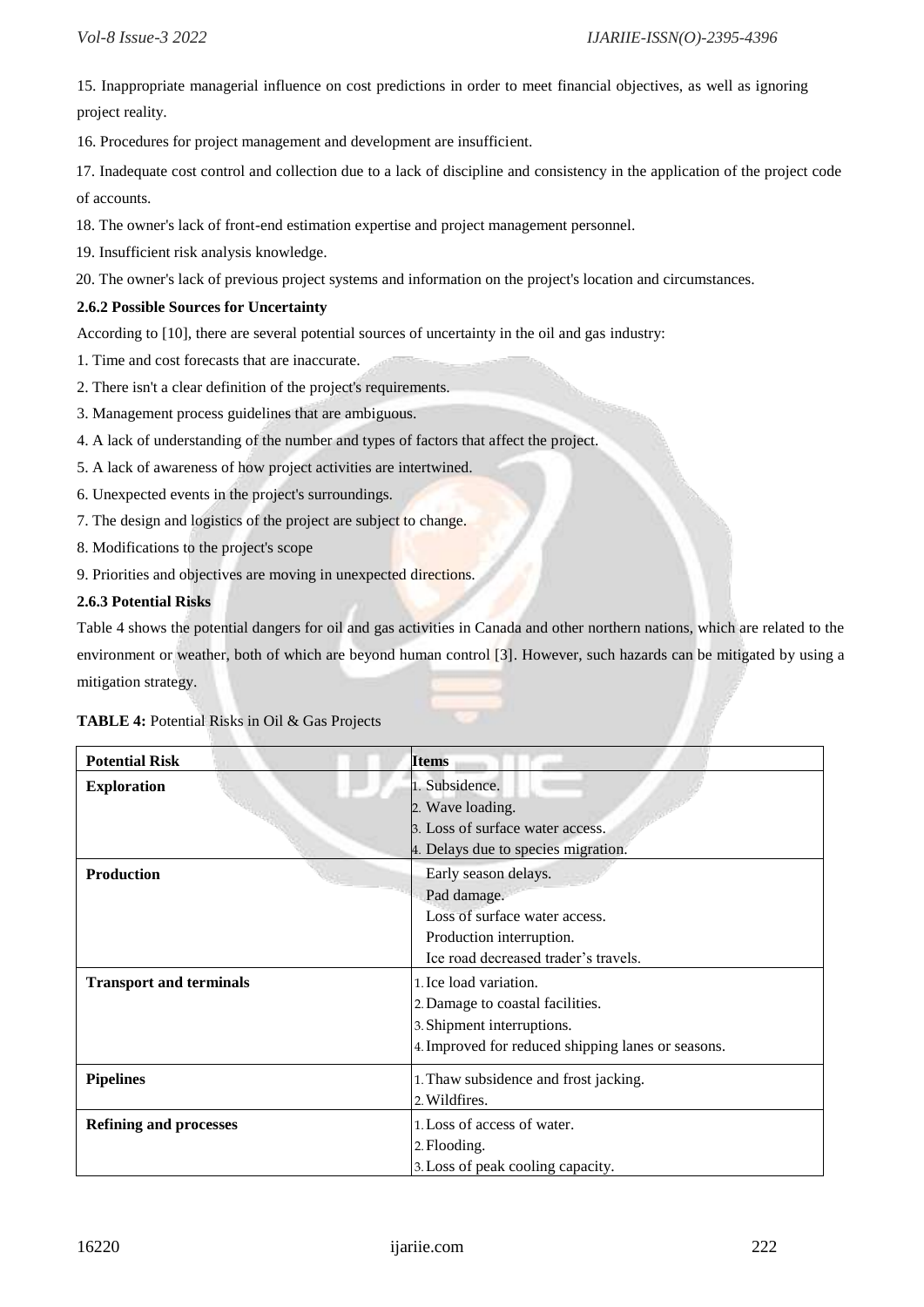15. Inappropriate managerial influence on cost predictions in order to meet financial objectives, as well as ignoring project reality.

16. Procedures for project management and development are insufficient.

17. Inadequate cost control and collection due to a lack of discipline and consistency in the application of the project code of accounts.

18. The owner's lack of front-end estimation expertise and project management personnel.

19. Insufficient risk analysis knowledge.

20. The owner's lack of previous project systems and information on the project's location and circumstances.

### 2.6.2 Possible Sources for Uncertainty

According to [10], there are several potential sources of uncertainty in the oil and gas industry:

1. Time and cost forecasts that are inaccurate.
2. There isn't a clear definition of the project's requirements.
3. Management process guidelines that are ambiguous.
4. A lack of understanding of the number and types of factors that affect the project.
5. A lack of awareness of how project activities are intertwined.
6. Unexpected events in the project's surroundings.
7. The design and logistics of the project are subject to change.
8. Modifications to the project's scope
9. Priorities and objectives are moving in unexpected directions.

### 2.6.3 Potential Risks

Table 4 shows the potential dangers for oil and gas activities in Canada and other northern nations, which are related to the environment or weather, both of which are beyond human control [3]. However, such hazards can be mitigated by using a mitigation strategy.

**TABLE 4:** Potential Risks in Oil & Gas Projects

| Potential Risk | Items |
|---|---|
| **Exploration** | 1. Subsidence.<br>2. Wave loading.<br>3. Loss of surface water access.<br>4. Delays due to species migration. |
| **Production** | Early season delays.<br>Pad damage.<br>Loss of surface water access.<br>Production interruption.<br>Ice road decreased trader's travels. |
| **Transport and terminals** | 1. Ice load variation.<br>2. Damage to coastal facilities.<br>3. Shipment interruptions.<br>4. Improved for reduced shipping lanes or seasons. |
| **Pipelines** | 1. Thaw subsidence and frost jacking.<br>2. Wildfires. |
| **Refining and processes** | 1. Loss of access of water.<br>2. Flooding.<br>3. Loss of peak cooling capacity. |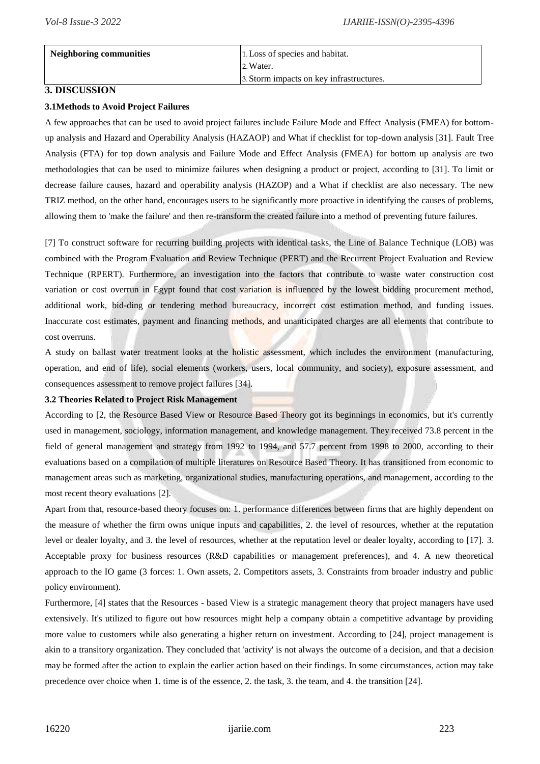| Neighboring communities | 1. Loss of species and habitat.<br>2. Water.<br>3. Storm impacts on key infrastructures. |
|---|---|

## 3. DISCUSSION

### 3.1Methods to Avoid Project Failures

A few approaches that can be used to avoid project failures include Failure Mode and Effect Analysis (FMEA) for bottom-up analysis and Hazard and Operability Analysis (HAZAOP) and What if checklist for top-down analysis [31]. Fault Tree Analysis (FTA) for top down analysis and Failure Mode and Effect Analysis (FMEA) for bottom up analysis are two methodologies that can be used to minimize failures when designing a product or project, according to [31]. To limit or decrease failure causes, hazard and operability analysis (HAZOP) and a What if checklist are also necessary. The new TRIZ method, on the other hand, encourages users to be significantly more proactive in identifying the causes of problems, allowing them to 'make the failure' and then re-transform the created failure into a method of preventing future failures.

[7] To construct software for recurring building projects with identical tasks, the Line of Balance Technique (LOB) was combined with the Program Evaluation and Review Technique (PERT) and the Recurrent Project Evaluation and Review Technique (RPERT). Furthermore, an investigation into the factors that contribute to waste water construction cost variation or cost overrun in Egypt found that cost variation is influenced by the lowest bidding procurement method, additional work, bid-ding or tendering method bureaucracy, incorrect cost estimation method, and funding issues. Inaccurate cost estimates, payment and financing methods, and unanticipated charges are all elements that contribute to cost overruns.

A study on ballast water treatment looks at the holistic assessment, which includes the environment (manufacturing, operation, and end of life), social elements (workers, users, local community, and society), exposure assessment, and consequences assessment to remove project failures [34].

### 3.2 Theories Related to Project Risk Management

According to [2, the Resource Based View or Resource Based Theory got its beginnings in economics, but it's currently used in management, sociology, information management, and knowledge management. They received 73.8 percent in the field of general management and strategy from 1992 to 1994, and 57.7 percent from 1998 to 2000, according to their evaluations based on a compilation of multiple literatures on Resource Based Theory. It has transitioned from economic to management areas such as marketing, organizational studies, manufacturing operations, and management, according to the most recent theory evaluations [2].

Apart from that, resource-based theory focuses on: 1. performance differences between firms that are highly dependent on the measure of whether the firm owns unique inputs and capabilities, 2. the level of resources, whether at the reputation level or dealer loyalty, and 3. the level of resources, whether at the reputation level or dealer loyalty, according to [17]. 3. Acceptable proxy for business resources (R&D capabilities or management preferences), and 4. A new theoretical approach to the IO game (3 forces: 1. Own assets, 2. Competitors assets, 3. Constraints from broader industry and public policy environment).

Furthermore, [4] states that the Resources - based View is a strategic management theory that project managers have used extensively. It's utilized to figure out how resources might help a company obtain a competitive advantage by providing more value to customers while also generating a higher return on investment. According to [24], project management is akin to a transitory organization. They concluded that 'activity' is not always the outcome of a decision, and that a decision may be formed after the action to explain the earlier action based on their findings. In some circumstances, action may take precedence over choice when 1. time is of the essence, 2. the task, 3. the team, and 4. the transition [24].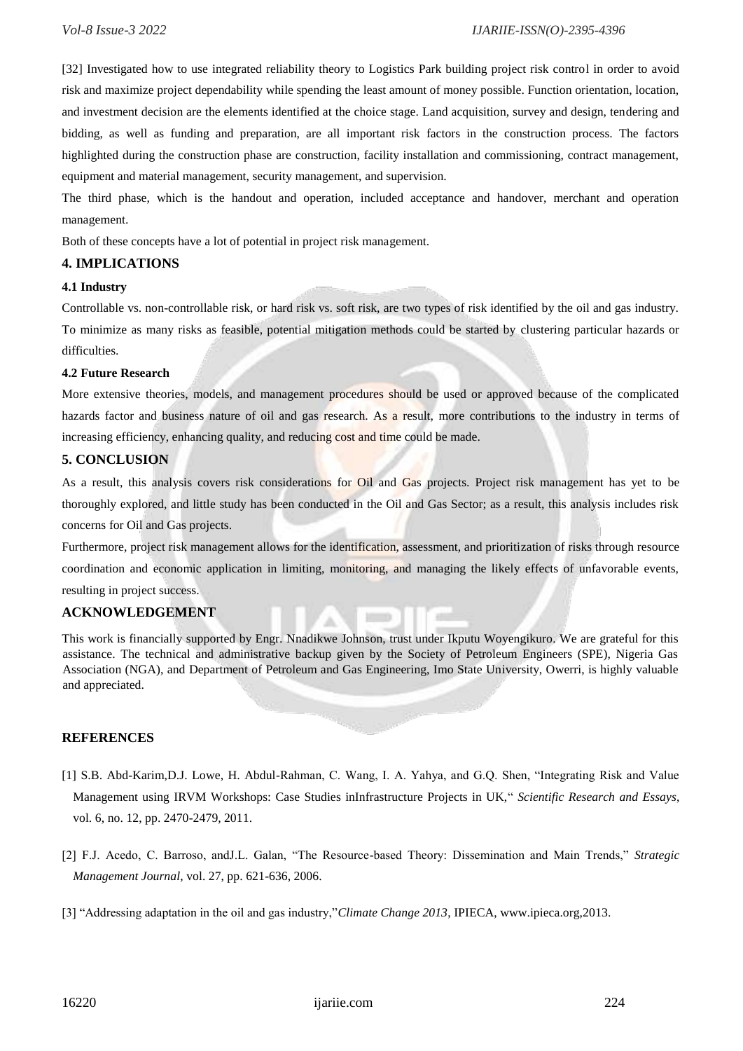[32] Investigated how to use integrated reliability theory to Logistics Park building project risk control in order to avoid risk and maximize project dependability while spending the least amount of money possible. Function orientation, location, and investment decision are the elements identified at the choice stage. Land acquisition, survey and design, tendering and bidding, as well as funding and preparation, are all important risk factors in the construction process. The factors highlighted during the construction phase are construction, facility installation and commissioning, contract management, equipment and material management, security management, and supervision.

The third phase, which is the handout and operation, included acceptance and handover, merchant and operation management.

Both of these concepts have a lot of potential in project risk management.

## 4. IMPLICATIONS

### 4.1 Industry

Controllable vs. non-controllable risk, or hard risk vs. soft risk, are two types of risk identified by the oil and gas industry. To minimize as many risks as feasible, potential mitigation methods could be started by clustering particular hazards or difficulties.

### 4.2 Future Research

More extensive theories, models, and management procedures should be used or approved because of the complicated hazards factor and business nature of oil and gas research. As a result, more contributions to the industry in terms of increasing efficiency, enhancing quality, and reducing cost and time could be made.

## 5. CONCLUSION

As a result, this analysis covers risk considerations for Oil and Gas projects. Project risk management has yet to be thoroughly explored, and little study has been conducted in the Oil and Gas Sector; as a result, this analysis includes risk concerns for Oil and Gas projects.

Furthermore, project risk management allows for the identification, assessment, and prioritization of risks through resource coordination and economic application in limiting, monitoring, and managing the likely effects of unfavorable events, resulting in project success.

## ACKNOWLEDGEMENT

This work is financially supported by Engr. Nnadikwe Johnson, trust under Ikputu Woyengikuro. We are grateful for this assistance. The technical and administrative backup given by the Society of Petroleum Engineers (SPE), Nigeria Gas Association (NGA), and Department of Petroleum and Gas Engineering, Imo State University, Owerri, is highly valuable and appreciated.

## REFERENCES

[1] S.B. Abd-Karim,D.J. Lowe, H. Abdul-Rahman, C. Wang, I. A. Yahya, and G.Q. Shen, "Integrating Risk and Value Management using IRVM Workshops: Case Studies inInfrastructure Projects in UK," *Scientific Research and Essays*, vol. 6, no. 12, pp. 2470-2479, 2011.

[2] F.J. Acedo, C. Barroso, andJ.L. Galan, "The Resource-based Theory: Dissemination and Main Trends," *Strategic Management Journal*, vol. 27, pp. 621-636, 2006.

[3] "Addressing adaptation in the oil and gas industry,"*Climate Change 2013*, IPIECA, www.ipieca.org,2013.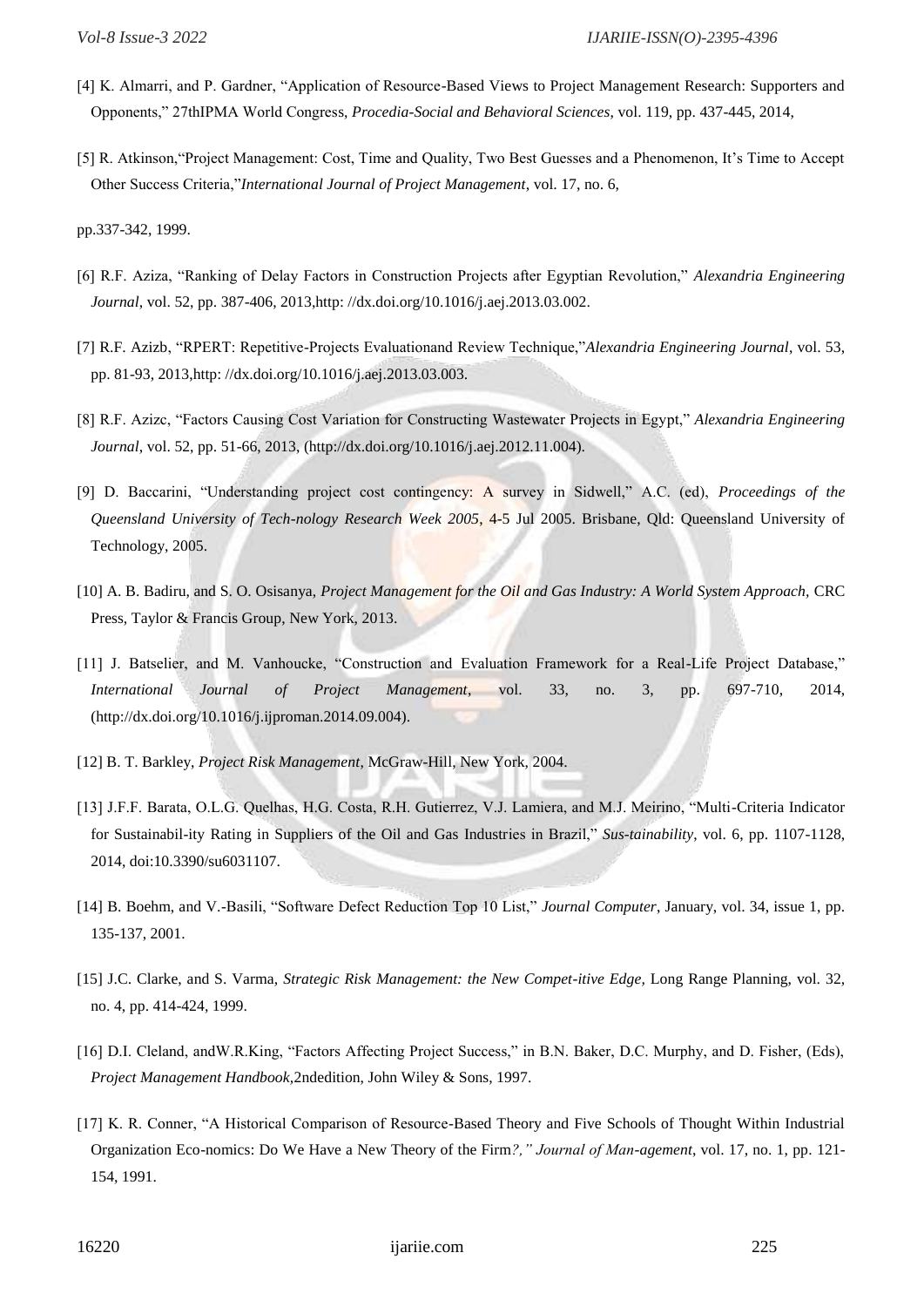[4] K. Almarri, and P. Gardner, "Application of Resource-Based Views to Project Management Research: Supporters and Opponents," 27thIPMA World Congress, *Procedia-Social and Behavioral Sciences*, vol. 119, pp. 437-445, 2014,

[5] R. Atkinson,"Project Management: Cost, Time and Quality, Two Best Guesses and a Phenomenon, It's Time to Accept Other Success Criteria,"*International Journal of Project Management*, vol. 17, no. 6,

pp.337-342, 1999.

[6] R.F. Aziza, "Ranking of Delay Factors in Construction Projects after Egyptian Revolution," *Alexandria Engineering Journal*, vol. 52, pp. 387-406, 2013,http: //dx.doi.org/10.1016/j.aej.2013.03.002.

[7] R.F. Azizb, "RPERT: Repetitive-Projects Evaluationand Review Technique,"*Alexandria Engineering Journal*, vol. 53, pp. 81-93, 2013,http: //dx.doi.org/10.1016/j.aej.2013.03.003.

[8] R.F. Azizc, "Factors Causing Cost Variation for Constructing Wastewater Projects in Egypt," *Alexandria Engineering Journal*, vol. 52, pp. 51-66, 2013, (http://dx.doi.org/10.1016/j.aej.2012.11.004).

[9] D. Baccarini, "Understanding project cost contingency: A survey in Sidwell," A.C. (ed), *Proceedings of the Queensland University of Tech-nology Research Week 2005*, 4-5 Jul 2005. Brisbane, Qld: Queensland University of Technology, 2005.

[10] A. B. Badiru, and S. O. Osisanya, *Project Management for the Oil and Gas Industry: A World System Approach,* CRC Press, Taylor & Francis Group, New York, 2013.

[11] J. Batselier, and M. Vanhoucke, "Construction and Evaluation Framework for a Real-Life Project Database," *International Journal of Project Management*, vol. 33, no. 3, pp. 697-710, 2014, (http://dx.doi.org/10.1016/j.ijproman.2014.09.004).

[12] B. T. Barkley, *Project Risk Management*, McGraw-Hill, New York, 2004.

[13] J.F.F. Barata, O.L.G. Quelhas, H.G. Costa, R.H. Gutierrez, V.J. Lamiera, and M.J. Meirino, "Multi-Criteria Indicator for Sustainabil-ity Rating in Suppliers of the Oil and Gas Industries in Brazil," *Sus-tainability*, vol. 6, pp. 1107-1128, 2014, doi:10.3390/su6031107.

[14] B. Boehm, and V.-Basili, "Software Defect Reduction Top 10 List," *Journal Computer*, January, vol. 34, issue 1, pp. 135-137, 2001.

[15] J.C. Clarke, and S. Varma, *Strategic Risk Management: the New Compet-itive Edge,* Long Range Planning, vol. 32, no. 4, pp. 414-424, 1999.

[16] D.I. Cleland, andW.R.King, "Factors Affecting Project Success," in B.N. Baker, D.C. Murphy, and D. Fisher, (Eds), *Project Management Handbook*,2ndedition, John Wiley & Sons, 1997.

[17] K. R. Conner, "A Historical Comparison of Resource-Based Theory and Five Schools of Thought Within Industrial Organization Eco-nomics: Do We Have a New Theory of the Firm*?," Journal of Man-agement*, vol. 17, no. 1, pp. 121-154, 1991.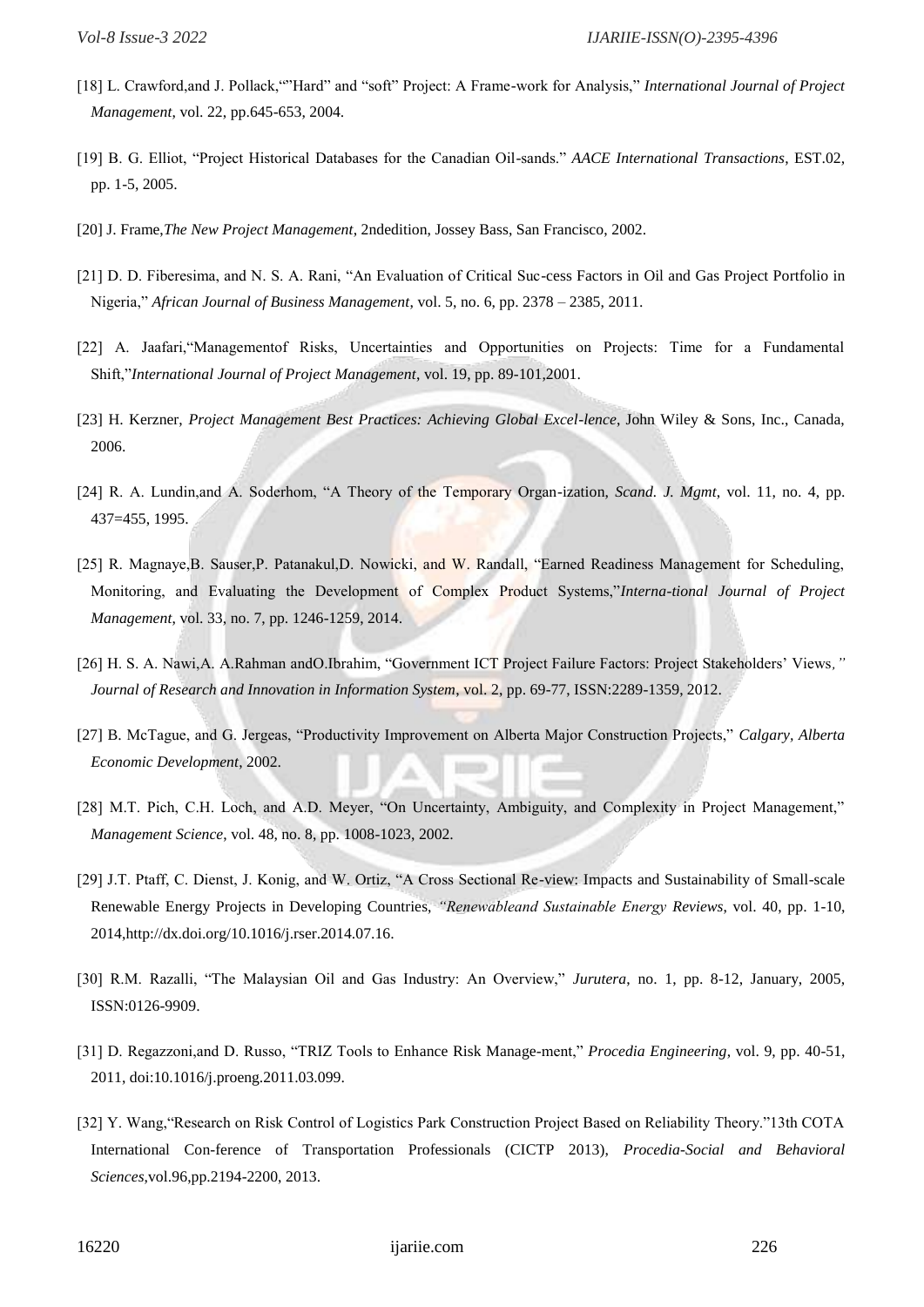[18] L. Crawford,and J. Pollack,""Hard" and "soft" Project: A Frame-work for Analysis," *International Journal of Project Management*, vol. 22, pp.645-653, 2004.

[19] B. G. Elliot, "Project Historical Databases for the Canadian Oil-sands." *AACE International Transactions*, EST.02, pp. 1-5, 2005.

[20] J. Frame,*The New Project Management*, 2ndedition, Jossey Bass, San Francisco, 2002.

[21] D. D. Fiberesima, and N. S. A. Rani, "An Evaluation of Critical Suc-cess Factors in Oil and Gas Project Portfolio in Nigeria," *African Journal of Business Management*, vol. 5, no. 6, pp. 2378 – 2385, 2011.

[22] A. Jaafari,"Managementof Risks, Uncertainties and Opportunities on Projects: Time for a Fundamental Shift,"*International Journal of Project Management*, vol. 19, pp. 89-101,2001.

[23] H. Kerzner, *Project Management Best Practices: Achieving Global Excel-lence*, John Wiley & Sons, Inc., Canada, 2006.

[24] R. A. Lundin,and A. Soderhom, "A Theory of the Temporary Organ-ization, *Scand. J. Mgmt*, vol. 11, no. 4, pp. 437=455, 1995.

[25] R. Magnaye,B. Sauser,P. Patanakul,D. Nowicki, and W. Randall, "Earned Readiness Management for Scheduling, Monitoring, and Evaluating the Development of Complex Product Systems,"*Interna-tional Journal of Project Management*, vol. 33, no. 7, pp. 1246-1259, 2014.

[26] H. S. A. Nawi,A. A.Rahman andO.Ibrahim, "Government ICT Project Failure Factors: Project Stakeholders' Views*," Journal of Research and Innovation in Information System*, vol. 2, pp. 69-77, ISSN:2289-1359, 2012.

[27] B. McTague, and G. Jergeas, "Productivity Improvement on Alberta Major Construction Projects," *Calgary, Alberta Economic Development*, 2002.

[28] M.T. Pich, C.H. Loch, and A.D. Meyer, "On Uncertainty, Ambiguity, and Complexity in Project Management," *Management Science*, vol. 48, no. 8, pp. 1008-1023, 2002.

[29] J.T. Ptaff, C. Dienst, J. Konig, and W. Ortiz, "A Cross Sectional Re-view: Impacts and Sustainability of Small-scale Renewable Energy Projects in Developing Countries, *"Renewableand Sustainable Energy Reviews*, vol. 40, pp. 1-10, 2014,http://dx.doi.org/10.1016/j.rser.2014.07.16.

[30] R.M. Razalli, "The Malaysian Oil and Gas Industry: An Overview," *Jurutera*, no. 1, pp. 8-12, January, 2005, ISSN:0126-9909.

[31] D. Regazzoni,and D. Russo, "TRIZ Tools to Enhance Risk Manage-ment," *Procedia Engineering*, vol. 9, pp. 40-51, 2011, doi:10.1016/j.proeng.2011.03.099.

[32] Y. Wang,"Research on Risk Control of Logistics Park Construction Project Based on Reliability Theory."13th COTA International Con-ference of Transportation Professionals (CICTP 2013), *Procedia-Social and Behavioral Sciences*,vol.96,pp.2194-2200, 2013.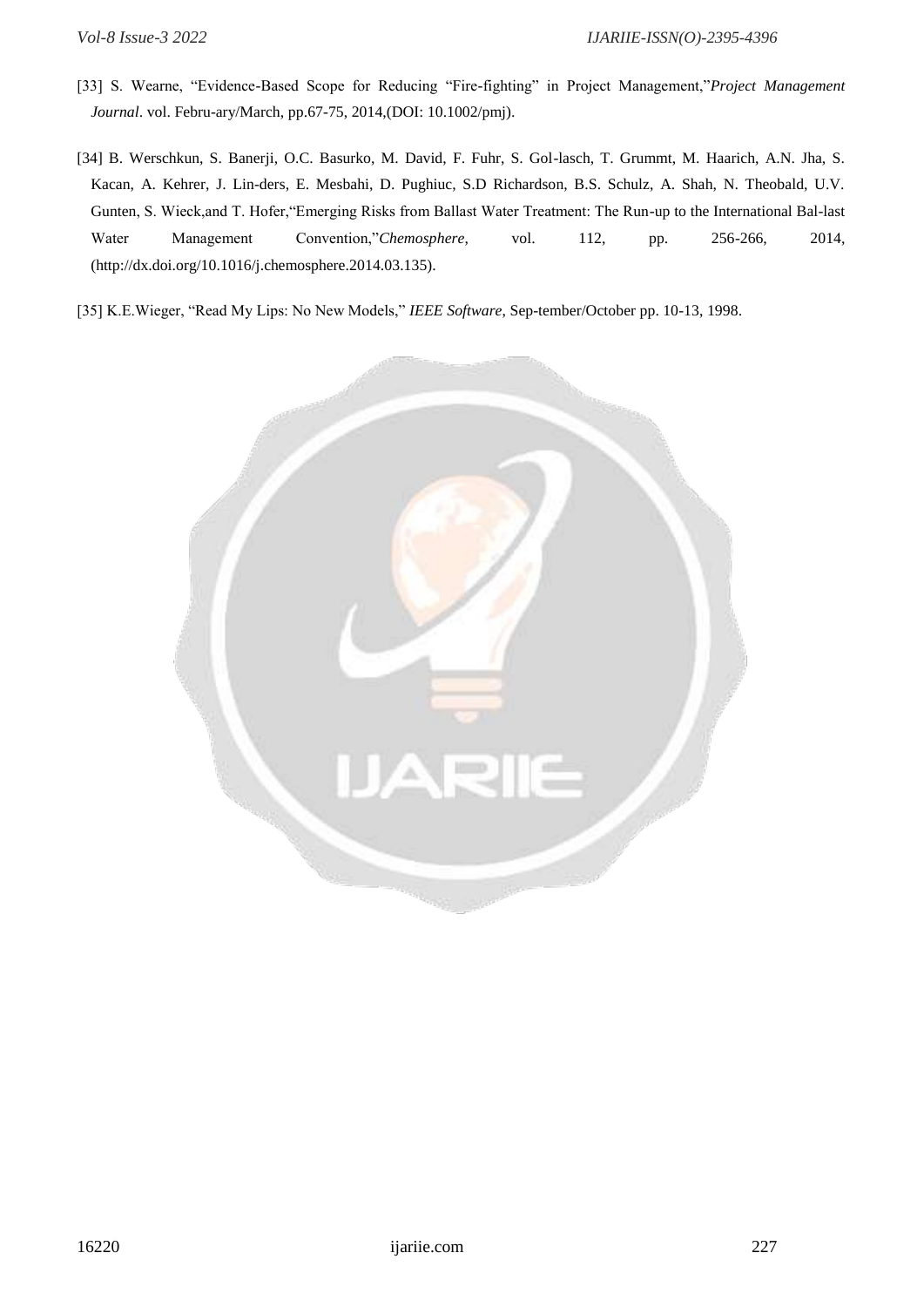[33] S. Wearne, "Evidence-Based Scope for Reducing "Fire-fighting" in Project Management,"*Project Management Journal*. vol. Febru-ary/March, pp.67-75, 2014,(DOI: 10.1002/pmj).

[34] B. Werschkun, S. Banerji, O.C. Basurko, M. David, F. Fuhr, S. Gol-lasch, T. Grummt, M. Haarich, A.N. Jha, S. Kacan, A. Kehrer, J. Lin-ders, E. Mesbahi, D. Pughiuc, S.D Richardson, B.S. Schulz, A. Shah, N. Theobald, U.V. Gunten, S. Wieck,and T. Hofer,"Emerging Risks from Ballast Water Treatment: The Run-up to the International Bal-last Water Management Convention,"*Chemosphere*, vol. 112, pp. 256-266, 2014, (http://dx.doi.org/10.1016/j.chemosphere.2014.03.135).

[35] K.E.Wieger, "Read My Lips: No New Models," *IEEE Software*, Sep-tember/October pp. 10-13, 1998.